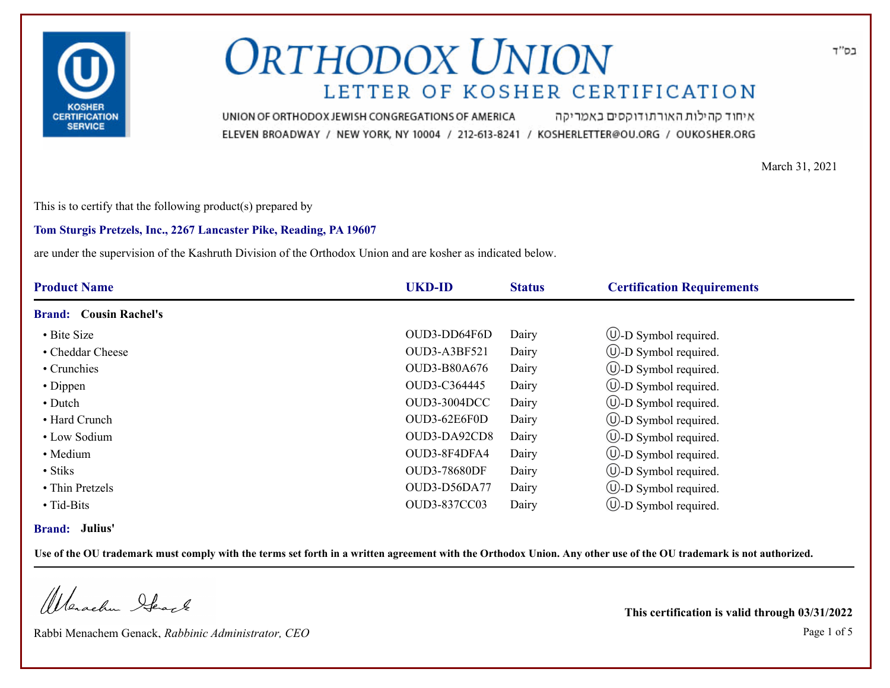בס"ד

# ORTHODOX UNION

## LETTER OF KOSHER CERTIFICATION

UNION OF ORTHODOX JEWISH CONGREGATIONS OF AMERICA איחוד קהילות האורתודוקסים באמריקה

ELEVEN BROADWAY / NEW YORK, NY 10004 / 212-613-8241 / KOSHERLETTER@OU.ORG / OUKOSHER.ORG

March 31, 2021

This is to certify that the following product(s) prepared by

**Tom Sturgis Pretzels, Inc., 2267 Lancaster Pike, Reading, PA 19607**

are under the supervision of the Kashruth Division of the Orthodox Union and are kosher as indicated below.

| Product Name | UKD-ID | Status | Certification Requirements |
|---|---|---|---|
| **Brand: Cousin Rachel's** | | | |
| • Bite Size | OUD3-DD64F6D | Dairy | Ⓤ-D Symbol required. |
| • Cheddar Cheese | OUD3-A3BF521 | Dairy | Ⓤ-D Symbol required. |
| • Crunchies | OUD3-B80A676 | Dairy | Ⓤ-D Symbol required. |
| • Dippen | OUD3-C364445 | Dairy | Ⓤ-D Symbol required. |
| • Dutch | OUD3-3004DCC | Dairy | Ⓤ-D Symbol required. |
| • Hard Crunch | OUD3-62E6F0D | Dairy | Ⓤ-D Symbol required. |
| • Low Sodium | OUD3-DA92CD8 | Dairy | Ⓤ-D Symbol required. |
| • Medium | OUD3-8F4DFA4 | Dairy | Ⓤ-D Symbol required. |
| • Stiks | OUD3-78680DF | Dairy | Ⓤ-D Symbol required. |
| • Thin Pretzels | OUD3-D56DA77 | Dairy | Ⓤ-D Symbol required. |
| • Tid-Bits | OUD3-837CC03 | Dairy | Ⓤ-D Symbol required. |
| **Brand: Julius'** | | | |

**Use of the OU trademark must comply with the terms set forth in a written agreement with the Orthodox Union. Any other use of the OU trademark is not authorized.**

Rabbi Menachem Genack, *Rabbinic Administrator, CEO*

**This certification is valid through 03/31/2022**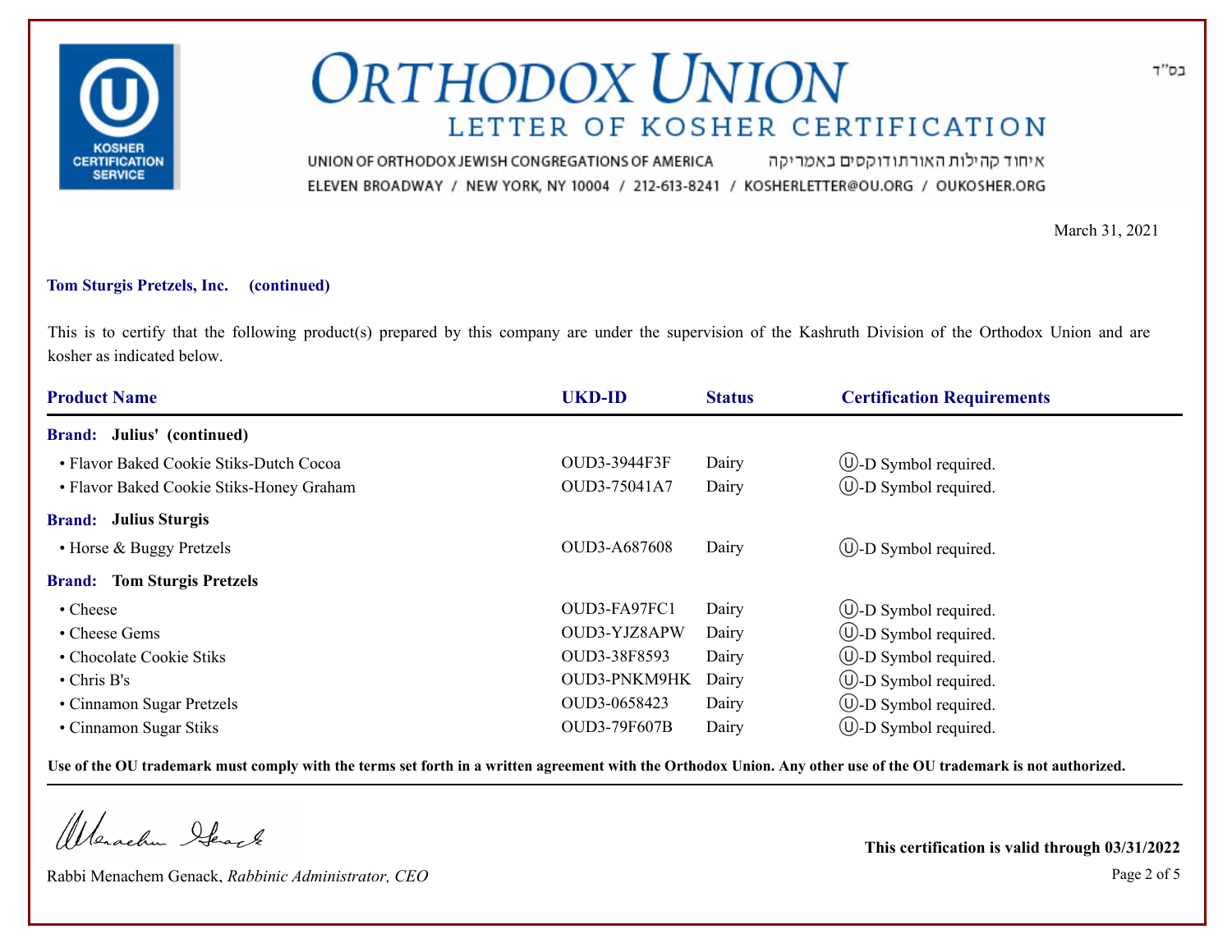בס"ד

# ORTHODOX UNION

## LETTER OF KOSHER CERTIFICATION

UNION OF ORTHODOX JEWISH CONGREGATIONS OF AMERICA איחוד קהילות האורתודוקסים באמריקה

ELEVEN BROADWAY / NEW YORK, NY 10004 / 212-613-8241 / KOSHERLETTER@OU.ORG / OUKOSHER.ORG

March 31, 2021

**Tom Sturgis Pretzels, Inc. (continued)**

This is to certify that the following product(s) prepared by this company are under the supervision of the Kashruth Division of the Orthodox Union and are kosher as indicated below.

| Product Name | UKD-ID | Status | Certification Requirements |
|---|---|---|---|
| **Brand: Julius' (continued)** | | | |
| • Flavor Baked Cookie Stiks-Dutch Cocoa | OUD3-3944F3F | Dairy | Ⓤ-D Symbol required. |
| • Flavor Baked Cookie Stiks-Honey Graham | OUD3-75041A7 | Dairy | Ⓤ-D Symbol required. |
| **Brand: Julius Sturgis** | | | |
| • Horse & Buggy Pretzels | OUD3-A687608 | Dairy | Ⓤ-D Symbol required. |
| **Brand: Tom Sturgis Pretzels** | | | |
| • Cheese | OUD3-FA97FC1 | Dairy | Ⓤ-D Symbol required. |
| • Cheese Gems | OUD3-YJZ8APW | Dairy | Ⓤ-D Symbol required. |
| • Chocolate Cookie Stiks | OUD3-38F8593 | Dairy | Ⓤ-D Symbol required. |
| • Chris B's | OUD3-PNKM9HK | Dairy | Ⓤ-D Symbol required. |
| • Cinnamon Sugar Pretzels | OUD3-0658423 | Dairy | Ⓤ-D Symbol required. |
| • Cinnamon Sugar Stiks | OUD3-79F607B | Dairy | Ⓤ-D Symbol required. |

**Use of the OU trademark must comply with the terms set forth in a written agreement with the Orthodox Union. Any other use of the OU trademark is not authorized.**

Rabbi Menachem Genack, *Rabbinic Administrator, CEO*

**This certification is valid through 03/31/2022**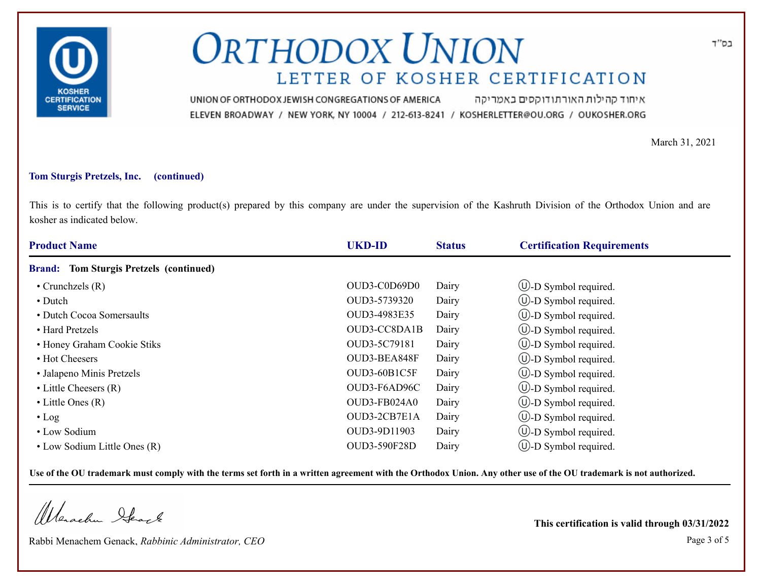# ORTHODOX UNION

## LETTER OF KOSHER CERTIFICATION

UNION OF ORTHODOX JEWISH CONGREGATIONS OF AMERICA איחוד קהילות האורתודוקסים באמריקה

ELEVEN BROADWAY / NEW YORK, NY 10004 / 212-613-8241 / KOSHERLETTER@OU.ORG / OUKOSHER.ORG

בס"ד

March 31, 2021

**Tom Sturgis Pretzels, Inc. (continued)**

This is to certify that the following product(s) prepared by this company are under the supervision of the Kashruth Division of the Orthodox Union and are kosher as indicated below.

| Product Name | UKD-ID | Status | Certification Requirements |
|---|---|---|---|
| **Brand: Tom Sturgis Pretzels (continued)** | | | |
| • Crunchzels (R) | OUD3-C0D69D0 | Dairy | Ⓤ-D Symbol required. |
| • Dutch | OUD3-5739320 | Dairy | Ⓤ-D Symbol required. |
| • Dutch Cocoa Somersaults | OUD3-4983E35 | Dairy | Ⓤ-D Symbol required. |
| • Hard Pretzels | OUD3-CC8DA1B | Dairy | Ⓤ-D Symbol required. |
| • Honey Graham Cookie Stiks | OUD3-5C79181 | Dairy | Ⓤ-D Symbol required. |
| • Hot Cheesers | OUD3-BEA848F | Dairy | Ⓤ-D Symbol required. |
| • Jalapeno Minis Pretzels | OUD3-60B1C5F | Dairy | Ⓤ-D Symbol required. |
| • Little Cheesers (R) | OUD3-F6AD96C | Dairy | Ⓤ-D Symbol required. |
| • Little Ones (R) | OUD3-FB024A0 | Dairy | Ⓤ-D Symbol required. |
| • Log | OUD3-2CB7E1A | Dairy | Ⓤ-D Symbol required. |
| • Low Sodium | OUD3-9D11903 | Dairy | Ⓤ-D Symbol required. |
| • Low Sodium Little Ones (R) | OUD3-590F28D | Dairy | Ⓤ-D Symbol required. |

**Use of the OU trademark must comply with the terms set forth in a written agreement with the Orthodox Union. Any other use of the OU trademark is not authorized.**

Rabbi Menachem Genack, *Rabbinic Administrator, CEO*

**This certification is valid through 03/31/2022**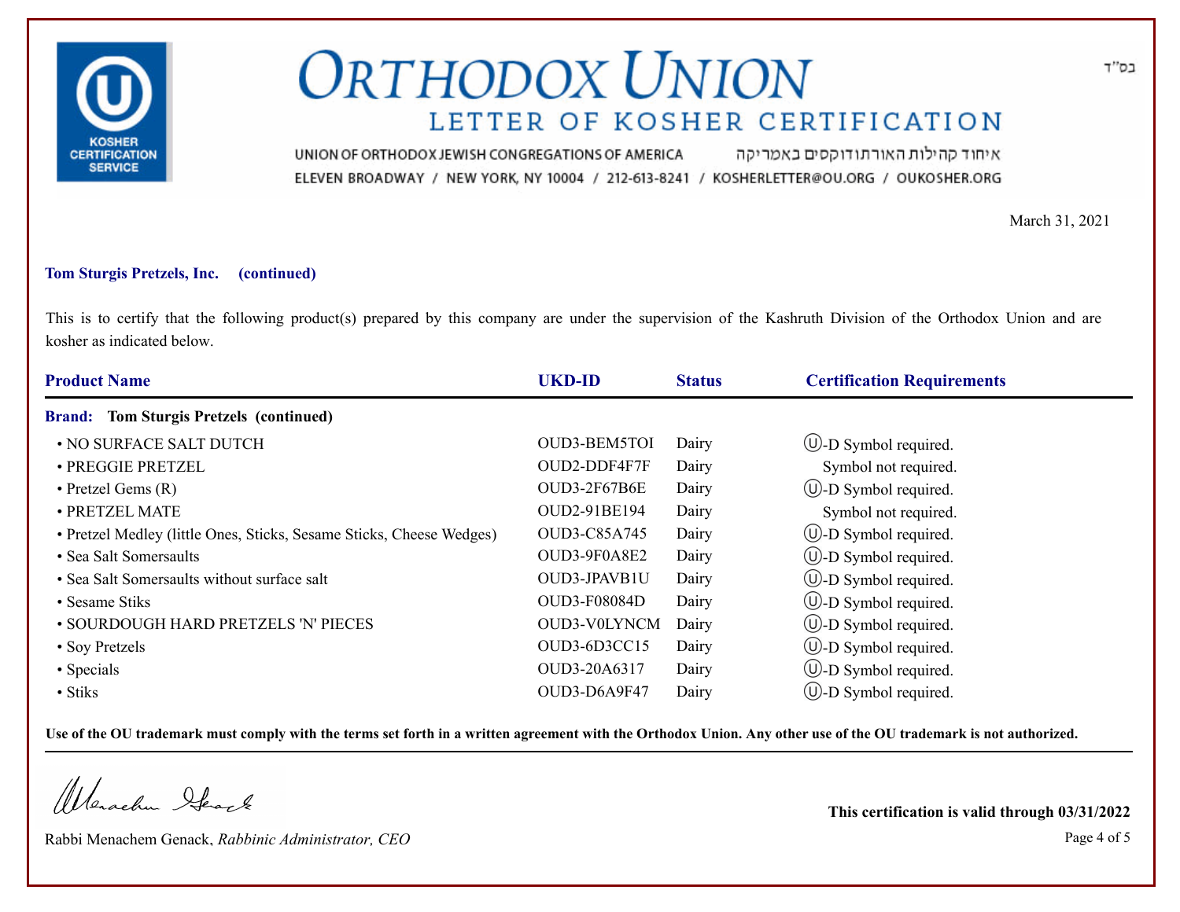# ORTHODOX UNION

## LETTER OF KOSHER CERTIFICATION

בס"ד

UNION OF ORTHODOX JEWISH CONGREGATIONS OF AMERICA איחוד קהילות האורתודוקסים באמריקה

ELEVEN BROADWAY / NEW YORK, NY 10004 / 212-613-8241 / KOSHERLETTER@OU.ORG / OUKOSHER.ORG

March 31, 2021

**Tom Sturgis Pretzels, Inc. (continued)**

This is to certify that the following product(s) prepared by this company are under the supervision of the Kashruth Division of the Orthodox Union and are kosher as indicated below.

| Product Name | UKD-ID | Status | Certification Requirements |
|---|---|---|---|
| **Brand: Tom Sturgis Pretzels (continued)** | | | |
| • NO SURFACE SALT DUTCH | OUD3-BEM5TOI | Dairy | Ⓤ-D Symbol required. |
| • PREGGIE PRETZEL | OUD2-DDF4F7F | Dairy | Symbol not required. |
| • Pretzel Gems (R) | OUD3-2F67B6E | Dairy | Ⓤ-D Symbol required. |
| • PRETZEL MATE | OUD2-91BE194 | Dairy | Symbol not required. |
| • Pretzel Medley (little Ones, Sticks, Sesame Sticks, Cheese Wedges) | OUD3-C85A745 | Dairy | Ⓤ-D Symbol required. |
| • Sea Salt Somersaults | OUD3-9F0A8E2 | Dairy | Ⓤ-D Symbol required. |
| • Sea Salt Somersaults without surface salt | OUD3-JPAVB1U | Dairy | Ⓤ-D Symbol required. |
| • Sesame Stiks | OUD3-F08084D | Dairy | Ⓤ-D Symbol required. |
| • SOURDOUGH HARD PRETZELS 'N' PIECES | OUD3-V0LYNCM | Dairy | Ⓤ-D Symbol required. |
| • Soy Pretzels | OUD3-6D3CC15 | Dairy | Ⓤ-D Symbol required. |
| • Specials | OUD3-20A6317 | Dairy | Ⓤ-D Symbol required. |
| • Stiks | OUD3-D6A9F47 | Dairy | Ⓤ-D Symbol required. |

**Use of the OU trademark must comply with the terms set forth in a written agreement with the Orthodox Union. Any other use of the OU trademark is not authorized.**

Rabbi Menachem Genack, *Rabbinic Administrator, CEO*

**This certification is valid through 03/31/2022**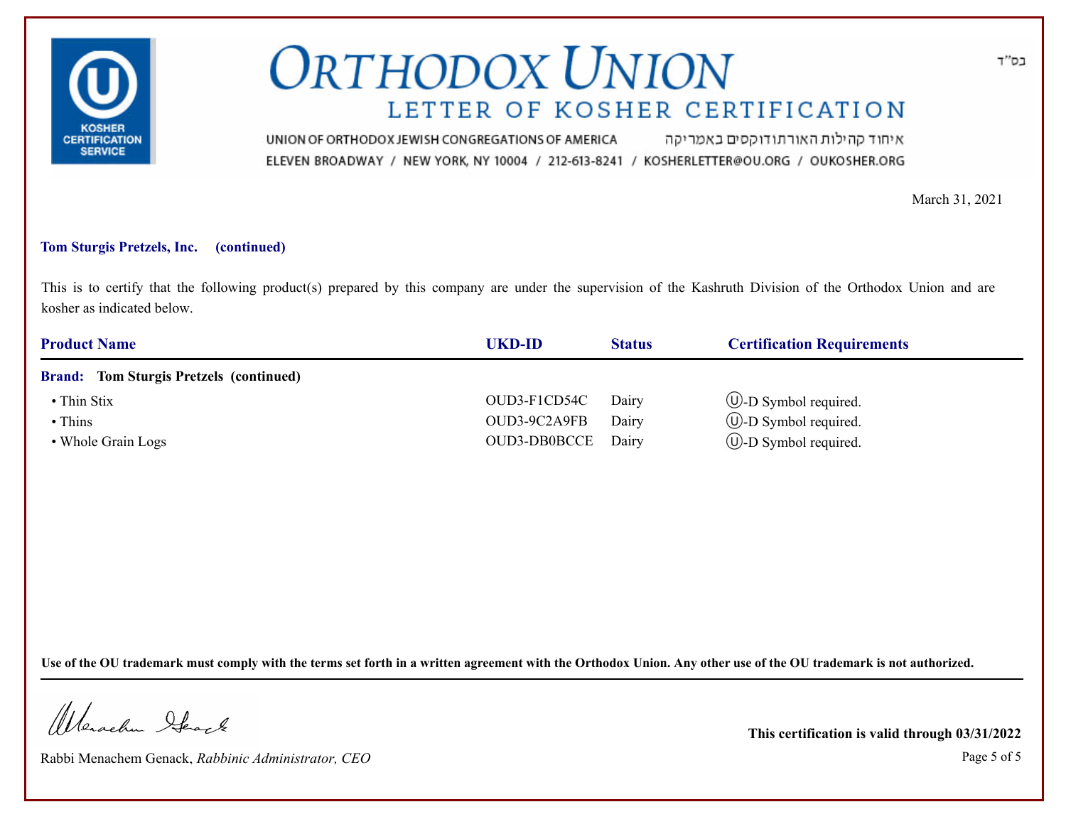# ORTHODOX UNION

## LETTER OF KOSHER CERTIFICATION

UNION OF ORTHODOX JEWISH CONGREGATIONS OF AMERICA איחוד קהילות האורתודוקסים באמריקה

ELEVEN BROADWAY / NEW YORK, NY 10004 / 212-613-8241 / KOSHERLETTER@OU.ORG / OUKOSHER.ORG

בס"ד

March 31, 2021

**Tom Sturgis Pretzels, Inc. (continued)**

This is to certify that the following product(s) prepared by this company are under the supervision of the Kashruth Division of the Orthodox Union and are kosher as indicated below.

| Product Name | UKD-ID | Status | Certification Requirements |
|---|---|---|---|
| **Brand: Tom Sturgis Pretzels (continued)** | | | |
| • Thin Stix | OUD3-F1CD54C | Dairy | Ⓤ-D Symbol required. |
| • Thins | OUD3-9C2A9FB | Dairy | Ⓤ-D Symbol required. |
| • Whole Grain Logs | OUD3-DB0BCCE | Dairy | Ⓤ-D Symbol required. |

**Use of the OU trademark must comply with the terms set forth in a written agreement with the Orthodox Union. Any other use of the OU trademark is not authorized.**

Rabbi Menachem Genack, *Rabbinic Administrator, CEO*

**This certification is valid through 03/31/2022**